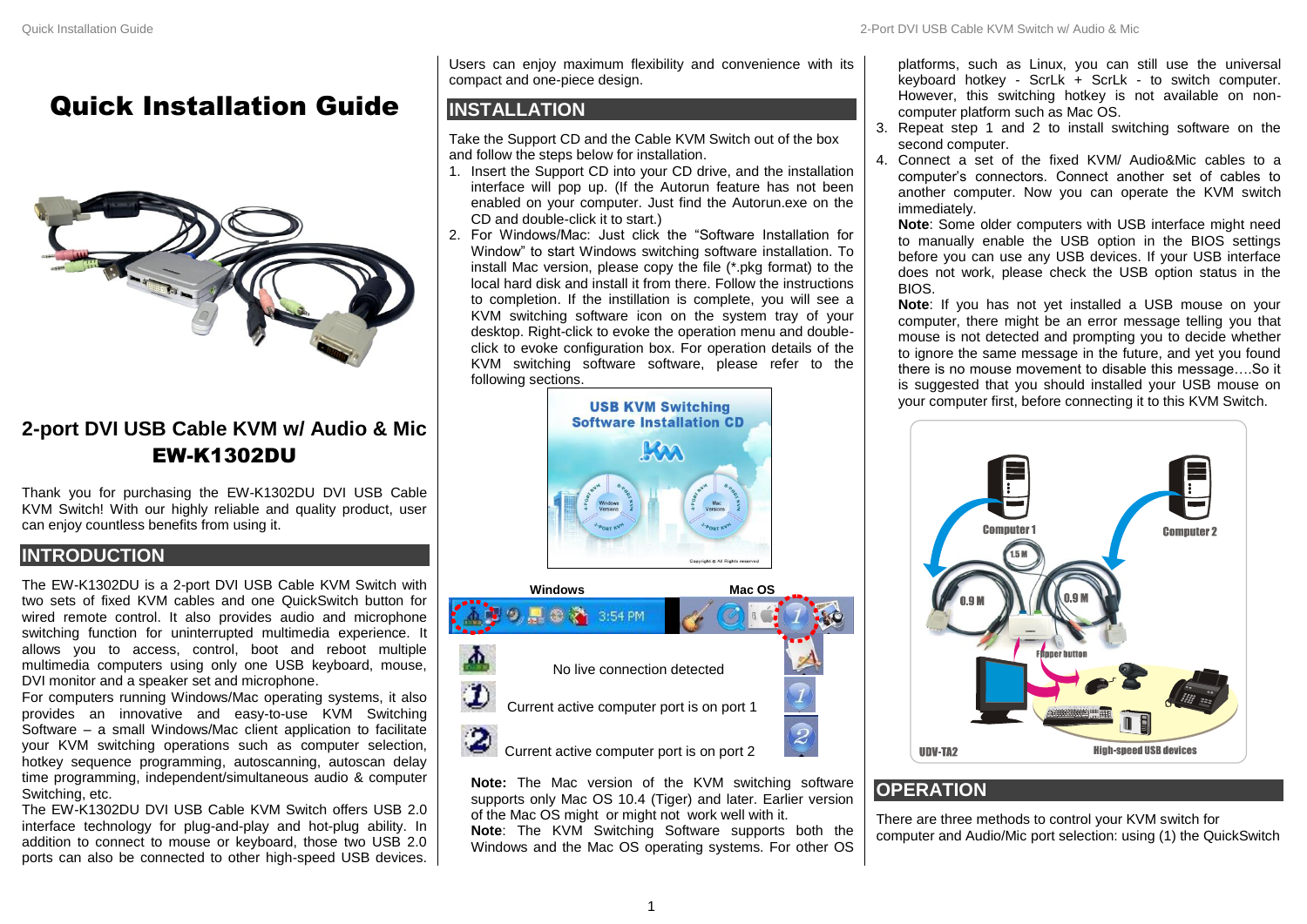# Quick Installation Guide

## 2-port DVI USB Cable KVM w/ Audio & Mic
## EW-K1302DU

Thank you for purchasing the EW-K1302DU DVI USB Cable KVM Switch! With our highly reliable and quality product, user can enjoy countless benefits from using it.

## INTRODUCTION

The EW-K1302DU is a 2-port DVI USB Cable KVM Switch with two sets of fixed KVM cables and one QuickSwitch button for wired remote control. It also provides audio and microphone switching function for uninterrupted multimedia experience. It allows you to access, control, boot and reboot multiple multimedia computers using only one USB keyboard, mouse, DVI monitor and a speaker set and microphone.

For computers running Windows/Mac operating systems, it also provides an innovative and easy-to-use KVM Switching Software – a small Windows/Mac client application to facilitate your KVM switching operations such as computer selection, hotkey sequence programming, autoscanning, autoscan delay time programming, independent/simultaneous audio & computer Switching, etc.

The EW-K1302DU DVI USB Cable KVM Switch offers USB 2.0 interface technology for plug-and-play and hot-plug ability. In addition to connect to mouse or keyboard, those two USB 2.0 ports can also be connected to other high-speed USB devices. Users can enjoy maximum flexibility and convenience with its compact and one-piece design.

## INSTALLATION

Take the Support CD and the Cable KVM Switch out of the box and follow the steps below for installation.

1. Insert the Support CD into your CD drive, and the installation interface will pop up. (If the Autorun feature has not been enabled on your computer. Just find the Autorun.exe on the CD and double-click it to start.)
2. For Windows/Mac: Just click the "Software Installation for Window" to start Windows switching software installation. To install Mac version, please copy the file (*.pkg format) to the local hard disk and install it from there. Follow the instructions to completion. If the installation is complete, you will see a KVM switching software icon on the system tray of your desktop. Right-click to evoke the operation menu and double-click to evoke configuration box. For operation details of the KVM switching software software, please refer to the following sections.

| Windows | | Mac OS |
|---|---|---|
| | No live connection detected | |
| | Current active computer port is on port 1 | |
| | Current active computer port is on port 2 | |

**Note:** The Mac version of the KVM switching software supports only Mac OS 10.4 (Tiger) and later. Earlier version of the Mac OS might or might not work well with it.

**Note**: The KVM Switching Software supports both the Windows and the Mac OS operating systems. For other OS platforms, such as Linux, you can still use the universal keyboard hotkey - ScrLk + ScrLk - to switch computer. However, this switching hotkey is not available on non-computer platform such as Mac OS.

3. Repeat step 1 and 2 to install switching software on the second computer.
4. Connect a set of the fixed KVM/ Audio&Mic cables to a computer's connectors. Connect another set of cables to another computer. Now you can operate the KVM switch immediately.

   **Note**: Some older computers with USB interface might need to manually enable the USB option in the BIOS settings before you can use any USB devices. If your USB interface does not work, please check the USB option status in the BIOS.

   **Note**: If you has not yet installed a USB mouse on your computer, there might be an error message telling you that mouse is not detected and prompting you to decide whether to ignore the same message in the future, and yet you found there is no mouse movement to disable this message….So it is suggested that you should installed your USB mouse on your computer first, before connecting it to this KVM Switch.

## OPERATION

There are three methods to control your KVM switch for computer and Audio/Mic port selection: using (1) the QuickSwitch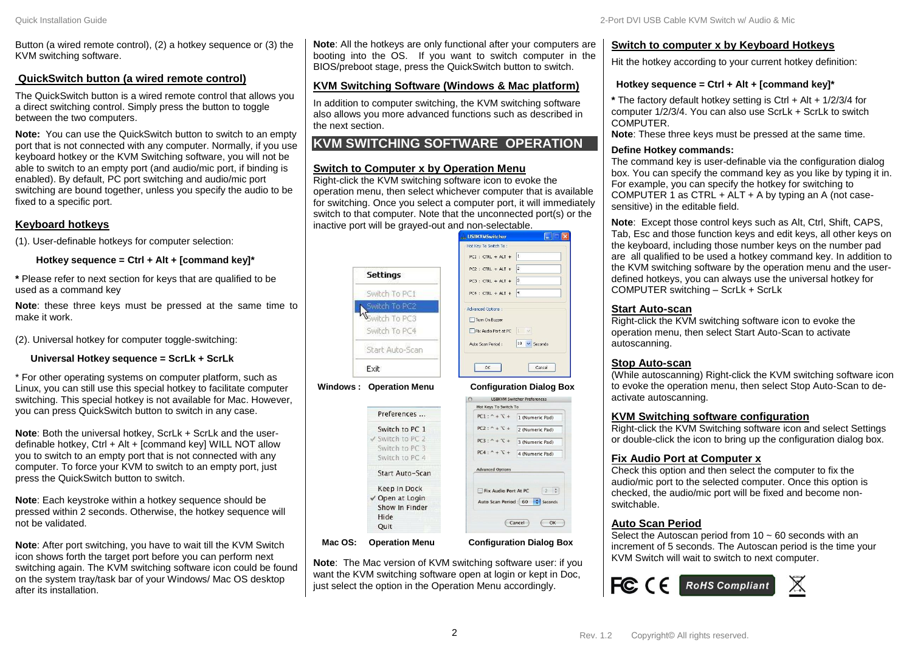Button (a wired remote control), (2) a hotkey sequence or (3) the KVM switching software.

## QuickSwitch button (a wired remote control)

The QuickSwitch button is a wired remote control that allows you a direct switching control. Simply press the button to toggle between the two computers.

**Note:** You can use the QuickSwitch button to switch to an empty port that is not connected with any computer. Normally, if you use keyboard hotkey or the KVM Switching software, you will not be able to switch to an empty port (and audio/mic port, if binding is enabled). By default, PC port switching and audio/mic port switching are bound together, unless you specify the audio to be fixed to a specific port.

## Keyboard hotkeys

(1). User-definable hotkeys for computer selection:

**Hotkey sequence = Ctrl + Alt + [command key]***

**\*** Please refer to next section for keys that are qualified to be used as a command key

**Note**: these three keys must be pressed at the same time to make it work.

(2). Universal hotkey for computer toggle-switching:

**Universal Hotkey sequence = ScrLk + ScrLk**

\* For other operating systems on computer platform, such as Linux, you can still use this special hotkey to facilitate computer switching. This special hotkey is not available for Mac. However, you can press QuickSwitch button to switch in any case.

**Note**: Both the universal hotkey, ScrLk + ScrLk and the user-definable hotkey, Ctrl + Alt + [command key] WILL NOT allow you to switch to an empty port that is not connected with any computer. To force your KVM to switch to an empty port, just press the QuickSwitch button to switch.

**Note**: Each keystroke within a hotkey sequence should be pressed within 2 seconds. Otherwise, the hotkey sequence will not be validated.

**Note**: After port switching, you have to wait till the KVM Switch icon shows forth the target port before you can perform next switching again. The KVM switching software icon could be found on the system tray/task bar of your Windows/ Mac OS desktop after its installation.

**Note**: All the hotkeys are only functional after your computers are booting into the OS. If you want to switch computer in the BIOS/preboot stage, press the QuickSwitch button to switch.

## KVM Switching Software (Windows & Mac platform)

In addition to computer switching, the KVM switching software also allows you more advanced functions such as described in the next section.

# KVM SWITCHING SOFTWARE OPERATION

## Switch to Computer x by Operation Menu

Right-click the KVM switching software icon to evoke the operation menu, then select whichever computer that is available for switching. Once you select a computer port, it will immediately switch to that computer. Note that the unconnected port(s) or the inactive port will be grayed-out and non-selectable.

**Windows : Operation Menu** **Configuration Dialog Box**

**Mac OS: Operation Menu** **Configuration Dialog Box**

**Note**: The Mac version of KVM switching software user: if you want the KVM switching software open at login or kept in Doc, just select the option in the Operation Menu accordingly.

## Switch to computer x by Keyboard Hotkeys

Hit the hotkey according to your current hotkey definition:

**Hotkey sequence = Ctrl + Alt + [command key]***

**\*** The factory default hotkey setting is Ctrl + Alt + 1/2/3/4 for computer 1/2/3/4. You can also use ScrLk + ScrLk to switch COMPUTER.

**Note**: These three keys must be pressed at the same time.

**Define Hotkey commands:**

The command key is user-definable via the configuration dialog box. You can specify the command key as you like by typing it in. For example, you can specify the hotkey for switching to COMPUTER 1 as CTRL + ALT + A by typing an A (not case-sensitive) in the editable field.

**Note**: Except those control keys such as Alt, Ctrl, Shift, CAPS, Tab, Esc and those function keys and edit keys, all other keys on the keyboard, including those number keys on the number pad are all qualified to be used as a hotkey command key. In addition to the KVM switching software by the operation menu and the user-defined hotkeys, you can always use the universal hotkey for COMPUTER switching – ScrLk + ScrLk

## Start Auto-scan

Right-click the KVM switching software icon to evoke the operation menu, then select Start Auto-Scan to activate autoscanning.

## Stop Auto-scan

(While autoscanning) Right-click the KVM switching software icon to evoke the operation menu, then select Stop Auto-Scan to de-activate autoscanning.

## KVM Switching software configuration

Right-click the KVM Switching software icon and select Settings or double-click the icon to bring up the configuration dialog box.

## Fix Audio Port at Computer x

Check this option and then select the computer to fix the audio/mic port to the selected computer. Once this option is checked, the audio/mic port will be fixed and become non-switchable.

## Auto Scan Period

Select the Autoscan period from 10 ~ 60 seconds with an increment of 5 seconds. The Autoscan period is the time your KVM Switch will wait to switch to next computer.

RoHS Compliant